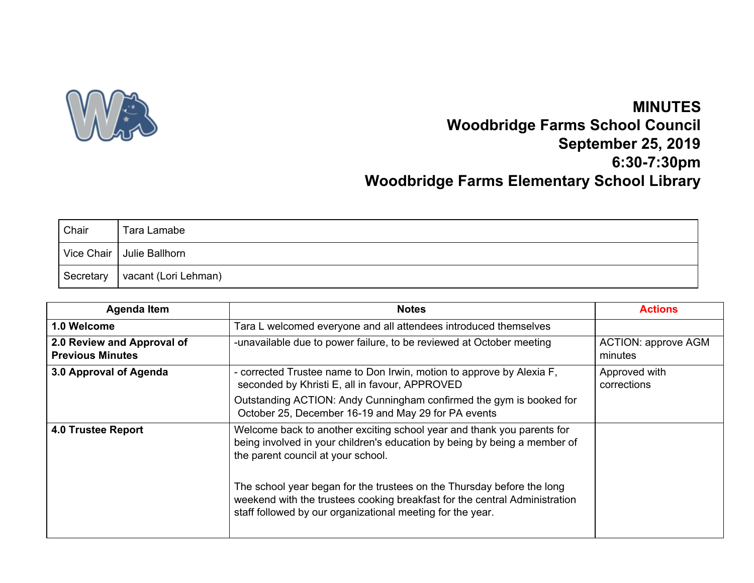# MINUTES
# Woodbridge Farms School Council
# September 25, 2019
# 6:30-7:30pm
# Woodbridge Farms Elementary School Library

| | |
|---|---|
| Chair | Tara Lamabe |
| Vice Chair | Julie Ballhorn |
| Secretary | vacant (Lori Lehman) |

| Agenda Item | Notes | Actions |
|---|---|---|
| **1.0 Welcome** | Tara L welcomed everyone and all attendees introduced themselves | |
| **2.0 Review and Approval of Previous Minutes** | -unavailable due to power failure, to be reviewed at October meeting | ACTION: approve AGM minutes |
| **3.0 Approval of Agenda** | - corrected Trustee name to Don Irwin, motion to approve by Alexia F, seconded by Khristi E, all in favour, APPROVED<br>Outstanding ACTION: Andy Cunningham confirmed the gym is booked for October 25, December 16-19 and May 29 for PA events | Approved with corrections |
| **4.0 Trustee Report** | Welcome back to another exciting school year and thank you parents for being involved in your children's education by being by being a member of the parent council at your school.<br><br>The school year began for the trustees on the Thursday before the long weekend with the trustees cooking breakfast for the central Administration staff followed by our organizational meeting for the year. | |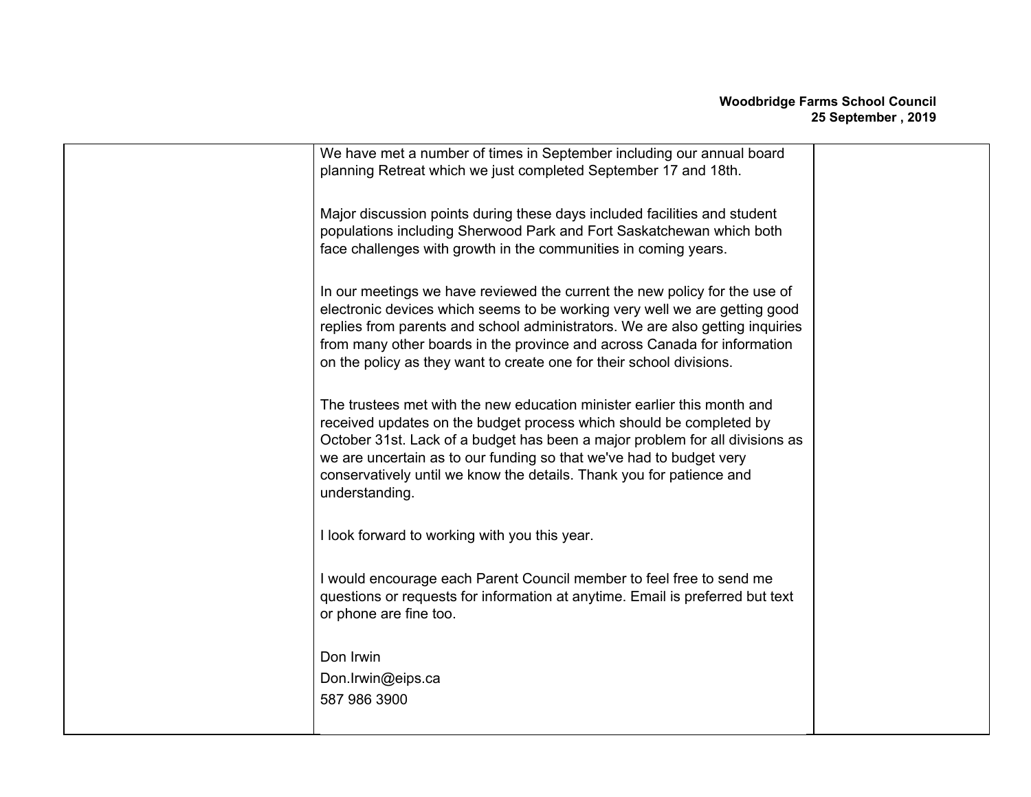| | | |
|---|---|---|
| | We have met a number of times in September including our annual board planning Retreat which we just completed September 17 and 18th.<br><br>Major discussion points during these days included facilities and student populations including Sherwood Park and Fort Saskatchewan which both face challenges with growth in the communities in coming years.<br><br>In our meetings we have reviewed the current the new policy for the use of electronic devices which seems to be working very well we are getting good replies from parents and school administrators. We are also getting inquiries from many other boards in the province and across Canada for information on the policy as they want to create one for their school divisions.<br><br>The trustees met with the new education minister earlier this month and received updates on the budget process which should be completed by October 31st. Lack of a budget has been a major problem for all divisions as we are uncertain as to our funding so that we've had to budget very conservatively until we know the details. Thank you for patience and understanding.<br><br>I look forward to working with you this year.<br><br>I would encourage each Parent Council member to feel free to send me questions or requests for information at anytime. Email is preferred but text or phone are fine too.<br><br>Don Irwin<br>Don.Irwin@eips.ca<br>587 986 3900 | |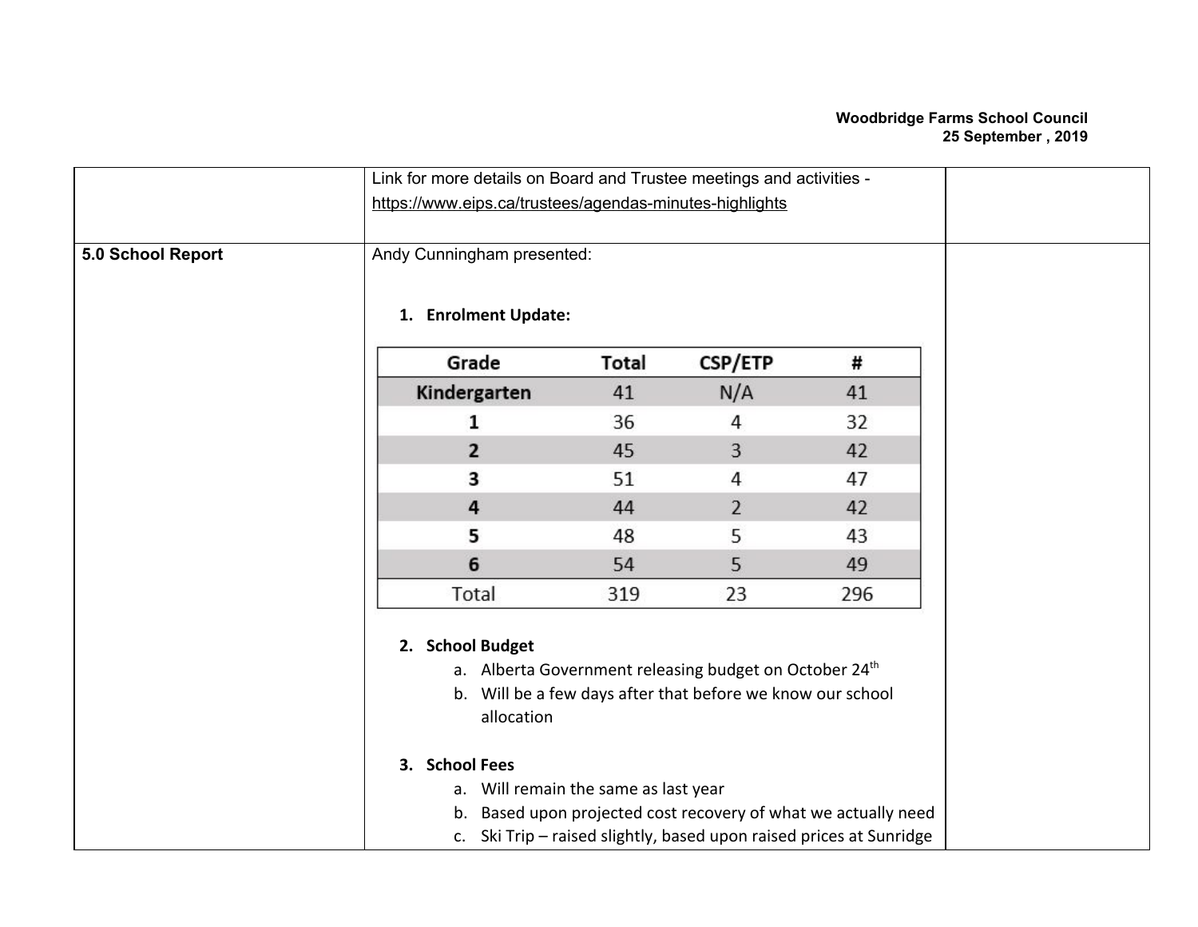| | | |
|---|---|---|
| | Link for more details on Board and Trustee meetings and activities - https://www.eips.ca/trustees/agendas-minutes-highlights | |
| **5.0 School Report** | Andy Cunningham presented:<br><br>**1. Enrolment Update:**<br><br>(see table below)<br><br>**2. School Budget**<br>a. Alberta Government releasing budget on October 24th<br>b. Will be a few days after that before we know our school allocation<br><br>**3. School Fees**<br>a. Will remain the same as last year<br>b. Based upon projected cost recovery of what we actually need<br>c. Ski Trip – raised slightly, based upon raised prices at Sunridge | |

| Grade | Total | CSP/ETP | # |
|---|---|---|---|
| Kindergarten | 41 | N/A | 41 |
| 1 | 36 | 4 | 32 |
| 2 | 45 | 3 | 42 |
| 3 | 51 | 4 | 47 |
| 4 | 44 | 2 | 42 |
| 5 | 48 | 5 | 43 |
| 6 | 54 | 5 | 49 |
| Total | 319 | 23 | 296 |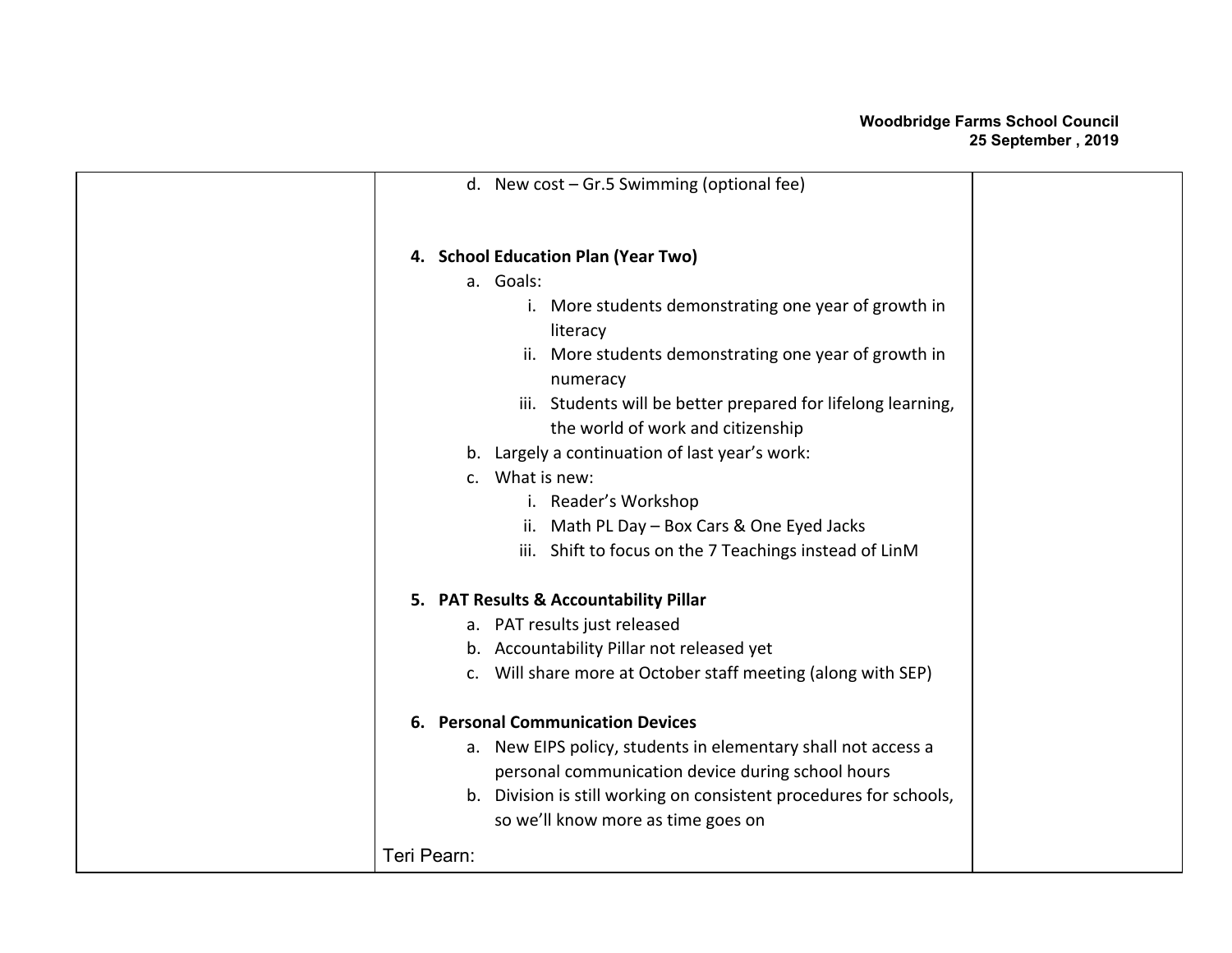d. New cost – Gr.5 Swimming (optional fee)

4. **School Education Plan (Year Two)**
   a. Goals:
      i. More students demonstrating one year of growth in literacy
      ii. More students demonstrating one year of growth in numeracy
      iii. Students will be better prepared for lifelong learning, the world of work and citizenship
   b. Largely a continuation of last year's work:
   c. What is new:
      i. Reader's Workshop
      ii. Math PL Day – Box Cars & One Eyed Jacks
      iii. Shift to focus on the 7 Teachings instead of LinM

5. **PAT Results & Accountability Pillar**
   a. PAT results just released
   b. Accountability Pillar not released yet
   c. Will share more at October staff meeting (along with SEP)

6. **Personal Communication Devices**
   a. New EIPS policy, students in elementary shall not access a personal communication device during school hours
   b. Division is still working on consistent procedures for schools, so we'll know more as time goes on

Teri Pearn: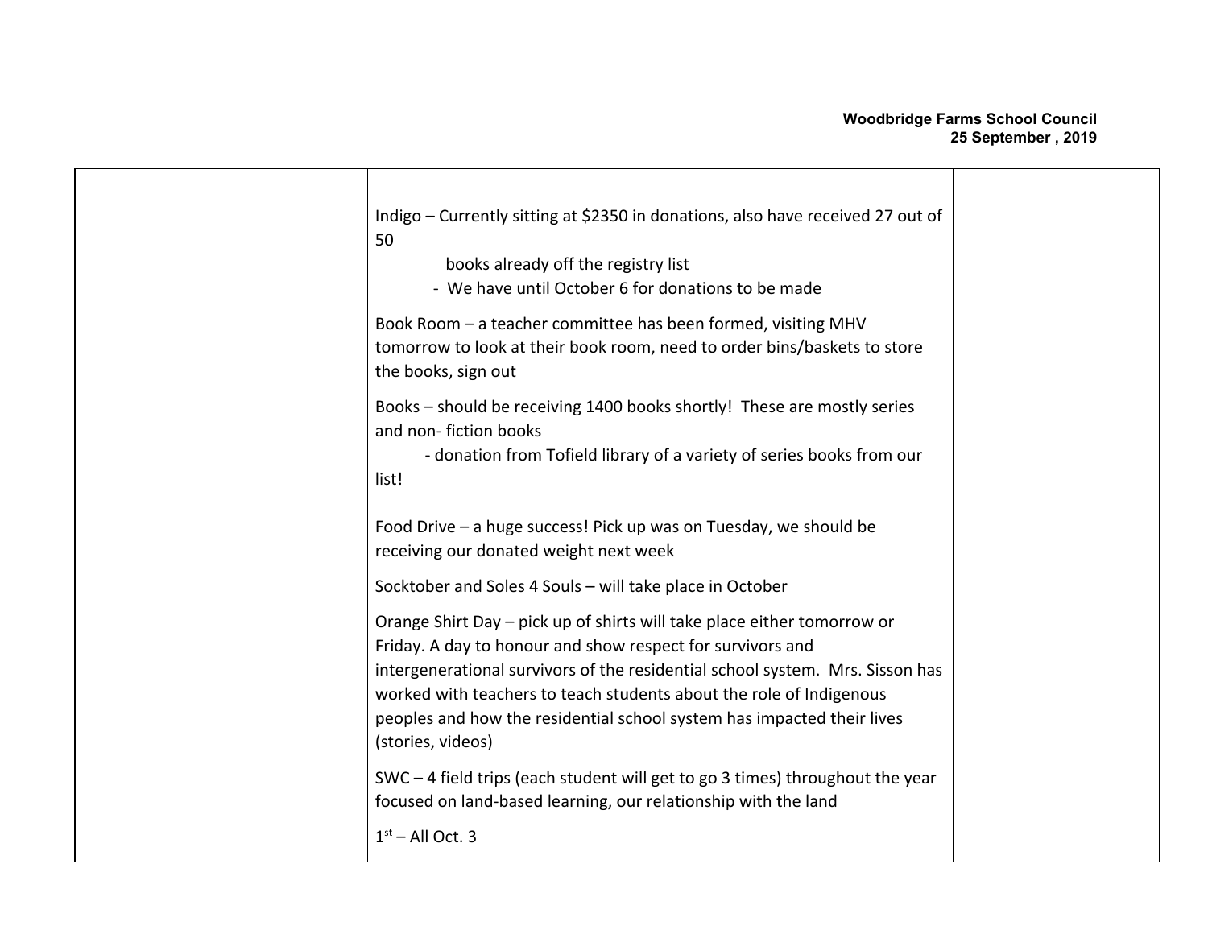| | | |
|---|---|---|
| | Indigo – Currently sitting at $2350 in donations, also have received 27 out of 50 books already off the registry list<br>- We have until October 6 for donations to be made<br><br>Book Room – a teacher committee has been formed, visiting MHV tomorrow to look at their book room, need to order bins/baskets to store the books, sign out<br><br>Books – should be receiving 1400 books shortly! These are mostly series and non- fiction books<br>- donation from Tofield library of a variety of series books from our list!<br><br>Food Drive – a huge success! Pick up was on Tuesday, we should be receiving our donated weight next week<br><br>Socktober and Soles 4 Souls – will take place in October<br><br>Orange Shirt Day – pick up of shirts will take place either tomorrow or Friday. A day to honour and show respect for survivors and intergenerational survivors of the residential school system. Mrs. Sisson has worked with teachers to teach students about the role of Indigenous peoples and how the residential school system has impacted their lives (stories, videos)<br><br>SWC – 4 field trips (each student will get to go 3 times) throughout the year focused on land-based learning, our relationship with the land<br><br>1st – All Oct. 3 | |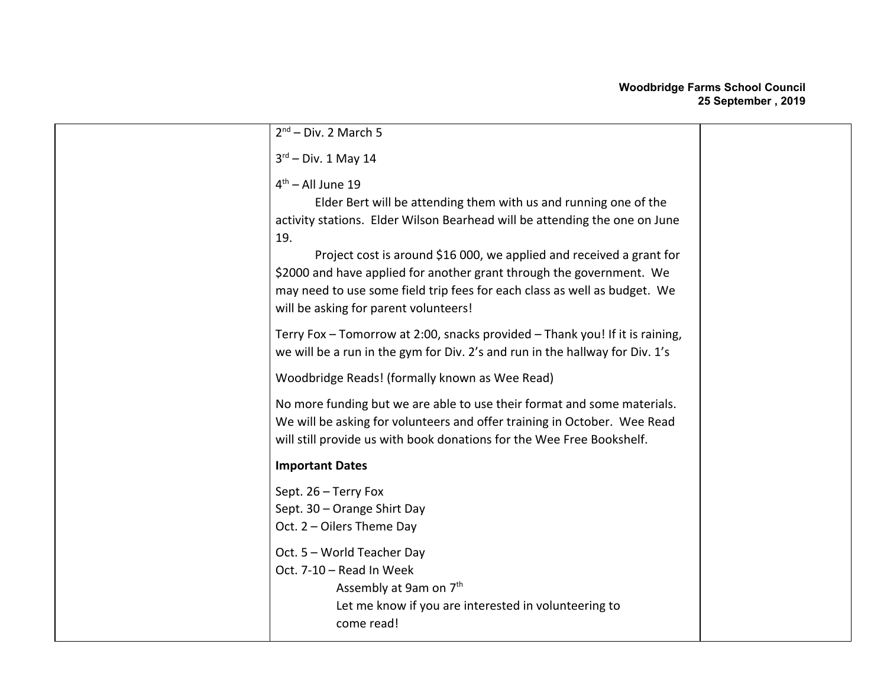| | | |
|---|---|---|
| | 2nd – Div. 2 March 5<br><br>3rd – Div. 1 May 14<br><br>4th – All June 19<br>Elder Bert will be attending them with us and running one of the activity stations. Elder Wilson Bearhead will be attending the one on June 19.<br>Project cost is around $16 000, we applied and received a grant for $2000 and have applied for another grant through the government. We may need to use some field trip fees for each class as well as budget. We will be asking for parent volunteers!<br><br>Terry Fox – Tomorrow at 2:00, snacks provided – Thank you! If it is raining, we will be a run in the gym for Div. 2's and run in the hallway for Div. 1's<br><br>Woodbridge Reads! (formally known as Wee Read)<br><br>No more funding but we are able to use their format and some materials. We will be asking for volunteers and offer training in October. Wee Read will still provide us with book donations for the Wee Free Bookshelf.<br><br>**Important Dates**<br><br>Sept. 26 – Terry Fox<br>Sept. 30 – Orange Shirt Day<br>Oct. 2 – Oilers Theme Day<br><br>Oct. 5 – World Teacher Day<br>Oct. 7-10 – Read In Week<br>Assembly at 9am on 7th<br>Let me know if you are interested in volunteering to come read! | |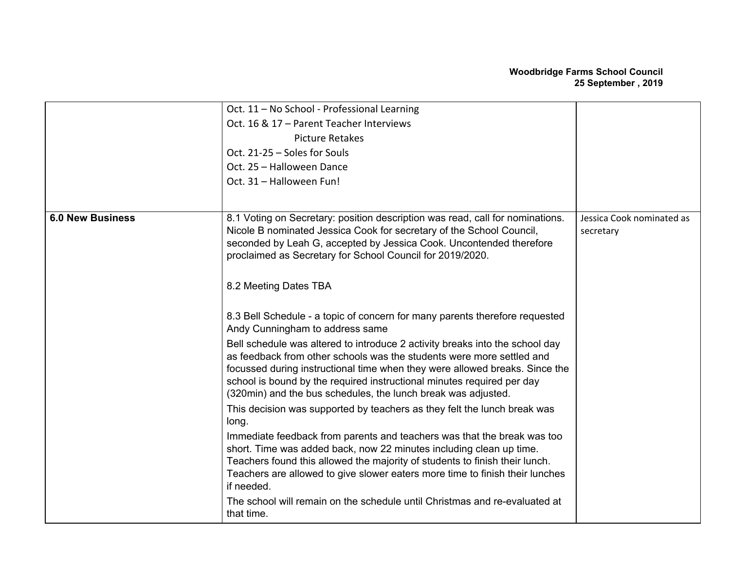| | | |
|---|---|---|
| | Oct. 11 – No School - Professional Learning<br>Oct. 16 & 17 – Parent Teacher Interviews<br>Picture Retakes<br>Oct. 21-25 – Soles for Souls<br>Oct. 25 – Halloween Dance<br>Oct. 31 – Halloween Fun! | |
| **6.0 New Business** | 8.1 Voting on Secretary: position description was read, call for nominations. Nicole B nominated Jessica Cook for secretary of the School Council, seconded by Leah G, accepted by Jessica Cook. Uncontended therefore proclaimed as Secretary for School Council for 2019/2020.<br><br>8.2 Meeting Dates TBA<br><br>8.3 Bell Schedule - a topic of concern for many parents therefore requested Andy Cunningham to address same<br>Bell schedule was altered to introduce 2 activity breaks into the school day as feedback from other schools was the students were more settled and focussed during instructional time when they were allowed breaks. Since the school is bound by the required instructional minutes required per day (320min) and the bus schedules, the lunch break was adjusted.<br>This decision was supported by teachers as they felt the lunch break was long.<br>Immediate feedback from parents and teachers was that the break was too short. Time was added back, now 22 minutes including clean up time. Teachers found this allowed the majority of students to finish their lunch. Teachers are allowed to give slower eaters more time to finish their lunches if needed.<br>The school will remain on the schedule until Christmas and re-evaluated at that time. | Jessica Cook nominated as secretary |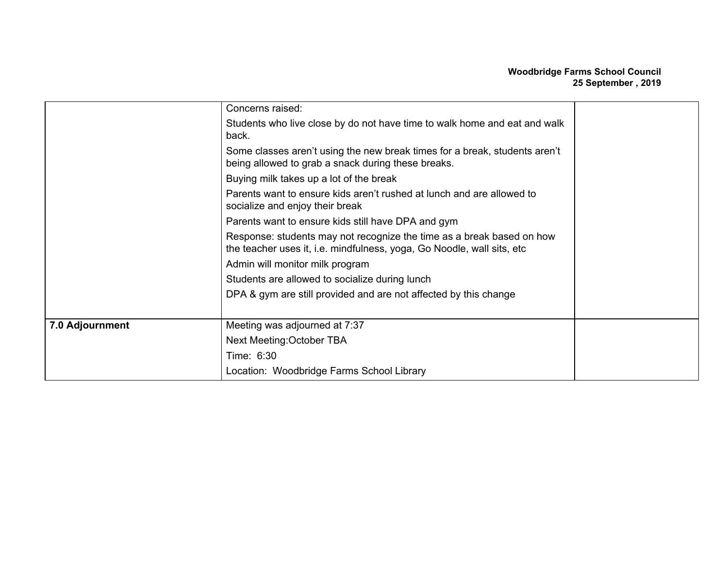| | | |
|---|---|---|
| | Concerns raised:<br>Students who live close by do not have time to walk home and eat and walk back.<br>Some classes aren't using the new break times for a break, students aren't being allowed to grab a snack during these breaks.<br>Buying milk takes up a lot of the break<br>Parents want to ensure kids aren't rushed at lunch and are allowed to socialize and enjoy their break<br>Parents want to ensure kids still have DPA and gym<br>Response: students may not recognize the time as a break based on how the teacher uses it, i.e. mindfulness, yoga, Go Noodle, wall sits, etc<br>Admin will monitor milk program<br>Students are allowed to socialize during lunch<br>DPA & gym are still provided and are not affected by this change | |
| **7.0 Adjournment** | Meeting was adjourned at 7:37<br>Next Meeting:October TBA<br>Time: 6:30<br>Location: Woodbridge Farms School Library | |